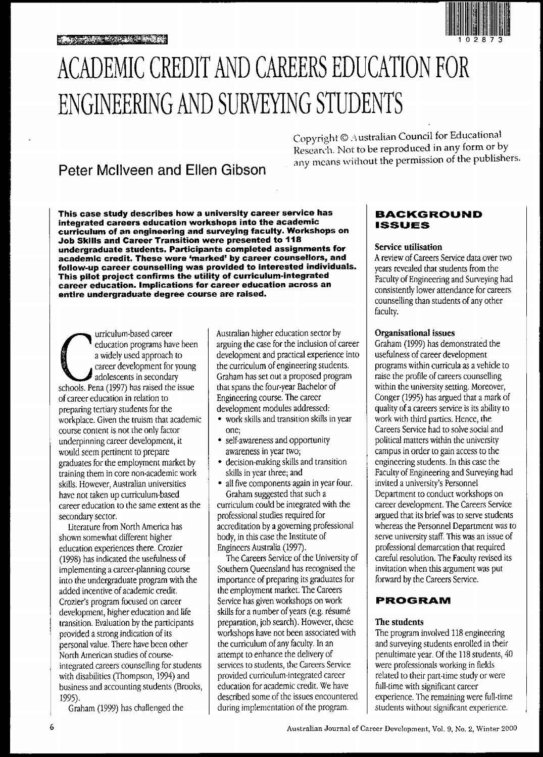# ACADEMIC CREDIT AND CAREERS EDUCATION FOR ENGINEERING AND SURVEYING STUDENTS

Copyright © Australian Council for Educational Research. Not to be reproduced in any form or by any means without the permission of the publishers.

## Peter McIlveen and Ellen Gibson

**This case study describes how a university career service has integrated careers education workshops into the academic curriculum of an engineering and surveying faculty. Workshops on Job Skills and Career Transition were presented to 118 undergraduate students. Participants completed assignments for academic credit. These were 'marked' by career counsellors, and follow-up career counselling was provided to interested individuals. This pilot project confirms the utility of curriculum-integrated career education. Implications for career education across an entire undergraduate degree course are raised.**

Curriculum-based career education programs have been a widely used approach to career development for young adolescents in secondary schools. Pena (1997) has raised the issue of career education in relation to preparing tertiary students for the workplace. Given the truism that academic course content is not the only factor underpinning career development, it would seem pertinent to prepare graduates for the employment market by training them in core non-academic work skills. However, Australian universities have not taken up curriculum-based career education to the same extent as the secondary sector.

Literature from North America has shown somewhat different higher education experiences there. Crozier (1998) has indicated the usefulness of implementing a career-planning course into the undergraduate program with the added incentive of academic credit. Crozier's program focused on career development, higher education and life transition. Evaluation by the participants provided a strong indication of its personal value. There have been other North American studies of course-integrated careers counselling for students with disabilities (Thompson, 1994) and business and accounting students (Brooks, 1995).

Graham (1999) has challenged the Australian higher education sector by arguing the case for the inclusion of career development and practical experience into the curriculum of engineering students. Graham has set out a proposed program that spans the four-year Bachelor of Engineering course. The career development modules addressed:

- work skills and transition skills in year one;
- self-awareness and opportunity awareness in year two;
- decision-making skills and transition skills in year three; and
- all five components again in year four.

Graham suggested that such a curriculum could be integrated with the professional studies required for accreditation by a governing professional body, in this case the Institute of Engineers Australia (1997).

The Careers Service of the University of Southern Queensland has recognised the importance of preparing its graduates for the employment market. The Careers Service has given workshops on work skills for a number of years (e.g. résumé preparation, job search). However, these workshops have not been associated with the curriculum of any faculty. In an attempt to enhance the delivery of services to students, the Careers Service provided curriculum-integrated career education for academic credit. We have described some of the issues encountered during implementation of the program.

## BACKGROUND ISSUES

### Service utilisation

A review of Careers Service data over two years revealed that students from the Faculty of Engineering and Surveying had consistently lower attendance for careers counselling than students of any other faculty.

### Organisational issues

Graham (1999) has demonstrated the usefulness of career development programs within curricula as a vehicle to raise the profile of careers counselling within the university setting. Moreover, Conger (1995) has argued that a mark of quality of a careers service is its ability to work with third parties. Hence, the Careers Service had to solve social and political matters within the university campus in order to gain access to the engineering students. In this case the Faculty of Engineering and Surveying had invited a university's Personnel Department to conduct workshops on career development. The Careers Service argued that its brief was to serve students whereas the Personnel Department was to serve university staff. This was an issue of professional demarcation that required careful resolution. The Faculty revised its invitation when this argument was put forward by the Careers Service.

## PROGRAM

### The students

The program involved 118 engineering and surveying students enrolled in their penultimate year. Of the 118 students, 40 were professionals working in fields related to their part-time study or were full-time with significant career experience. The remaining were full-time students without significant experience.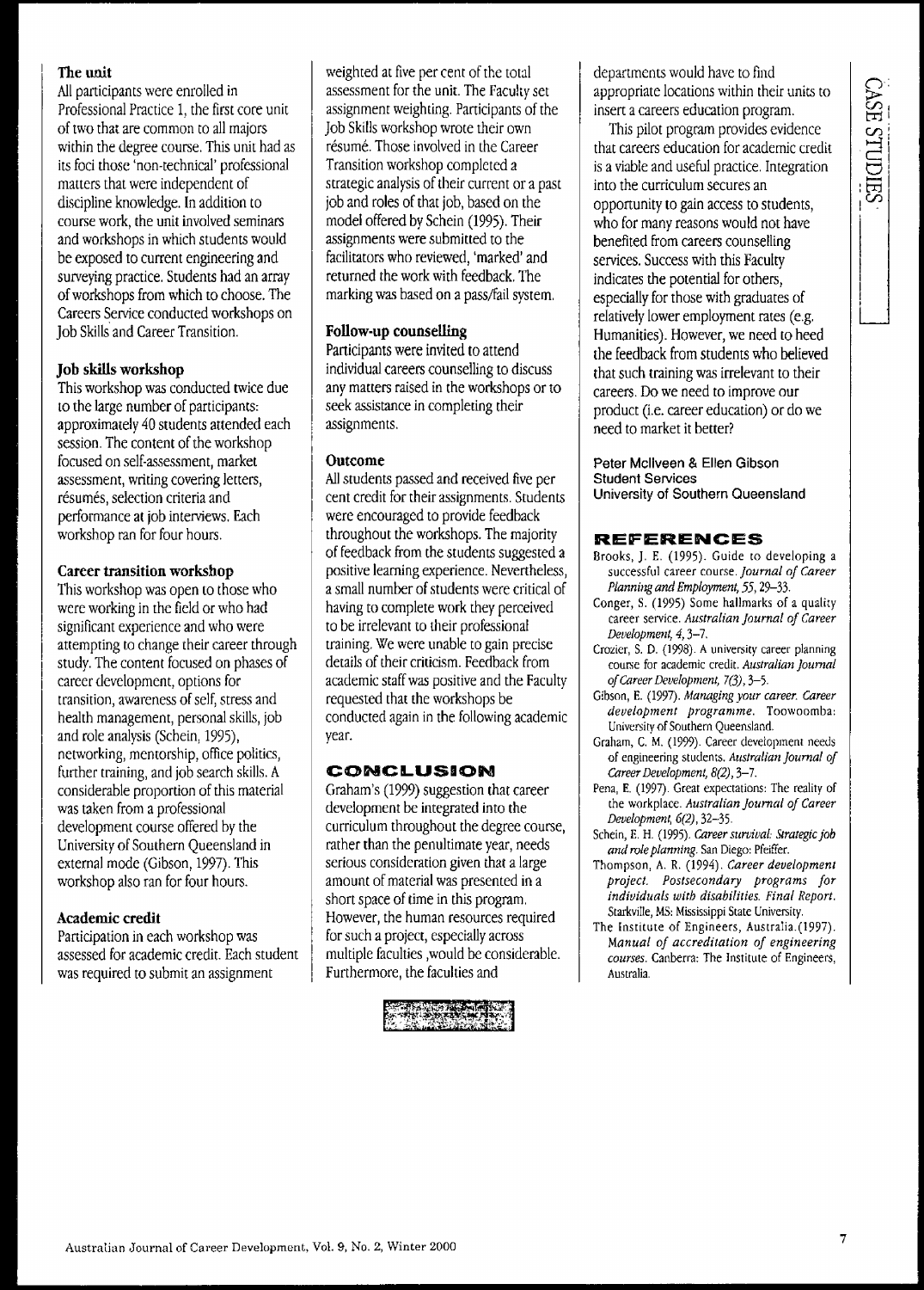### The unit

All participants were enrolled in Professional Practice 1, the first core unit of two that are common to all majors within the degree course. This unit had as its foci those 'non-technical' professional matters that were independent of discipline knowledge. In addition to course work, the unit involved seminars and workshops in which students would be exposed to current engineering and surveying practice. Students had an array of workshops from which to choose. The Careers Service conducted workshops on Job Skills and Career Transition.

### Job skills workshop

This workshop was conducted twice due to the large number of participants: approximately 40 students attended each session. The content of the workshop focused on self-assessment, market assessment, writing covering letters, résumés, selection criteria and performance at job interviews. Each workshop ran for four hours.

### Career transition workshop

This workshop was open to those who were working in the field or who had significant experience and who were attempting to change their career through study. The content focused on phases of career development, options for transition, awareness of self, stress and health management, personal skills, job and role analysis (Schein, 1995), networking, mentorship, office politics, further training, and job search skills. A considerable proportion of this material was taken from a professional development course offered by the University of Southern Queensland in external mode (Gibson, 1997). This workshop also ran for four hours.

### Academic credit

Participation in each workshop was assessed for academic credit. Each student was required to submit an assignment weighted at five per cent of the total assessment for the unit. The Faculty set assignment weighting. Participants of the Job Skills workshop wrote their own résumé. Those involved in the Career Transition workshop completed a strategic analysis of their current or a past job and roles of that job, based on the model offered by Schein (1995). Their assignments were submitted to the facilitators who reviewed, 'marked' and returned the work with feedback. The marking was based on a pass/fail system.

### Follow-up counselling

Participants were invited to attend individual careers counselling to discuss any matters raised in the workshops or to seek assistance in completing their assignments.

### Outcome

All students passed and received five per cent credit for their assignments. Students were encouraged to provide feedback throughout the workshops. The majority of feedback from the students suggested a positive learning experience. Nevertheless, a small number of students were critical of having to complete work they perceived to be irrelevant to their professional training. We were unable to gain precise details of their criticism. Feedback from academic staff was positive and the Faculty requested that the workshops be conducted again in the following academic year.

## CONCLUSION

Graham's (1999) suggestion that career development be integrated into the curriculum throughout the degree course, rather than the penultimate year, needs serious consideration given that a large amount of material was presented in a short space of time in this program. However, the human resources required for such a project, especially across multiple faculties ,would be considerable. Furthermore, the faculties and departments would have to find appropriate locations within their units to insert a careers education program.

This pilot program provides evidence that careers education for academic credit is a viable and useful practice. Integration into the curriculum secures an opportunity to gain access to students, who for many reasons would not have benefited from careers counselling services. Success with this Faculty indicates the potential for others, especially for those with graduates of relatively lower employment rates (e.g. Humanities). However, we need to heed the feedback from students who believed that such training was irrelevant to their careers. Do we need to improve our product (i.e. career education) or do we need to market it better?

**Peter McIlveen & Ellen Gibson**
**Student Services**
**University of Southern Queensland**

## REFERENCES

Brooks, J. E. (1995). Guide to developing a successful career course. *Journal of Career Planning and Employment, 55*, 29–33.

Conger, S. (1995) Some hallmarks of a quality career service. *Australian Journal of Career Development, 4*, 3–7.

Crozier, S. D. (1998). A university career planning course for academic credit. *Australian Journal of Career Development, 7(3)*, 3–5.

Gibson, E. (1997). *Managing your career. Career development programme*. Toowoomba: University of Southern Queensland.

Graham, C. M. (1999). Career development needs of engineering students. *Australian Journal of Career Development, 8(2)*, 3–7.

Pena, E. (1997). Great expectations: The reality of the workplace. *Australian Journal of Career Development, 6(2)*, 32–35.

Schein, E. H. (1995). *Career survival: Strategic job and role planning*. San Diego: Pfeiffer.

Thompson, A. R. (1994). *Career development project. Postsecondary programs for individuals with disabilities. Final Report.* Starkville, MS: Mississippi State University.

The Institute of Engineers, Australia.(1997). *Manual of accreditation of engineering courses*. Canberra: The Institute of Engineers, Australia.